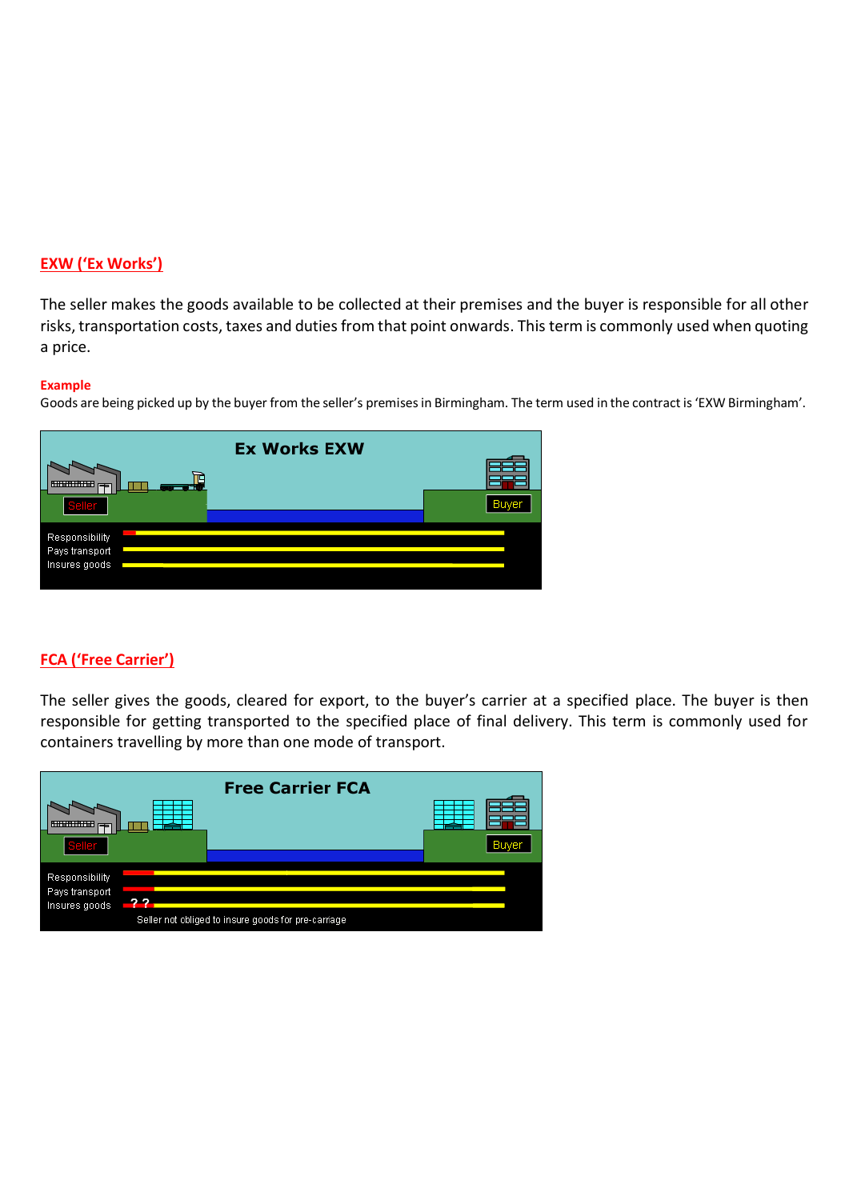## EXW ('Ex Works')

The seller makes the goods available to be collected at their premises and the buyer is responsible for all other risks, transportation costs, taxes and duties from that point onwards. This term is commonly used when quoting a price.

**Example**

Goods are being picked up by the buyer from the seller's premises in Birmingham. The term used in the contract is 'EXW Birmingham'.

## FCA ('Free Carrier')

The seller gives the goods, cleared for export, to the buyer's carrier at a specified place. The buyer is then responsible for getting transported to the specified place of final delivery. This term is commonly used for containers travelling by more than one mode of transport.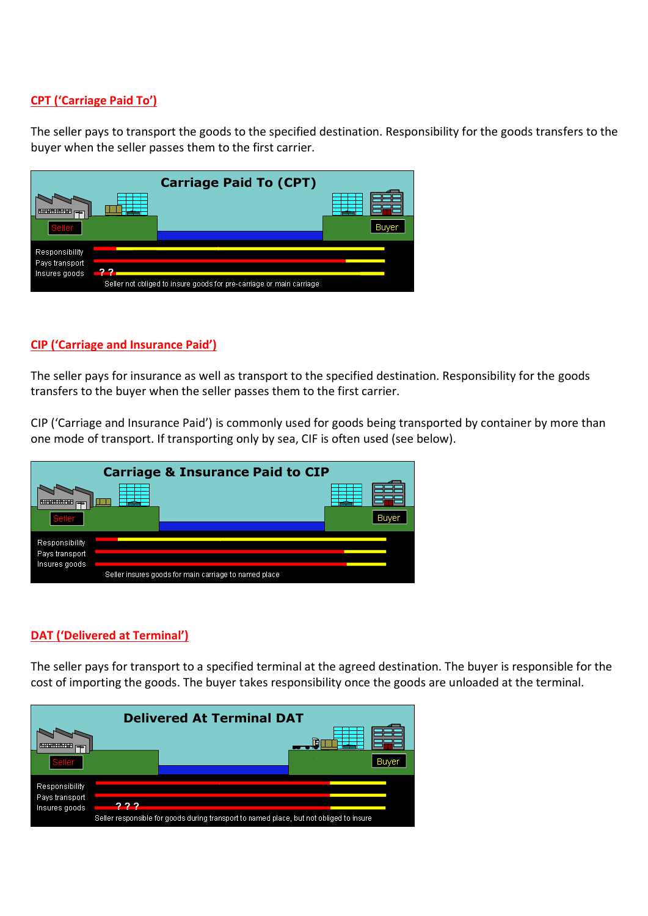## CPT ('Carriage Paid To')

The seller pays to transport the goods to the specified destination. Responsibility for the goods transfers to the buyer when the seller passes them to the first carrier.

## CIP ('Carriage and Insurance Paid')

The seller pays for insurance as well as transport to the specified destination. Responsibility for the goods transfers to the buyer when the seller passes them to the first carrier.

CIP ('Carriage and Insurance Paid') is commonly used for goods being transported by container by more than one mode of transport. If transporting only by sea, CIF is often used (see below).

## DAT ('Delivered at Terminal')

The seller pays for transport to a specified terminal at the agreed destination. The buyer is responsible for the cost of importing the goods. The buyer takes responsibility once the goods are unloaded at the terminal.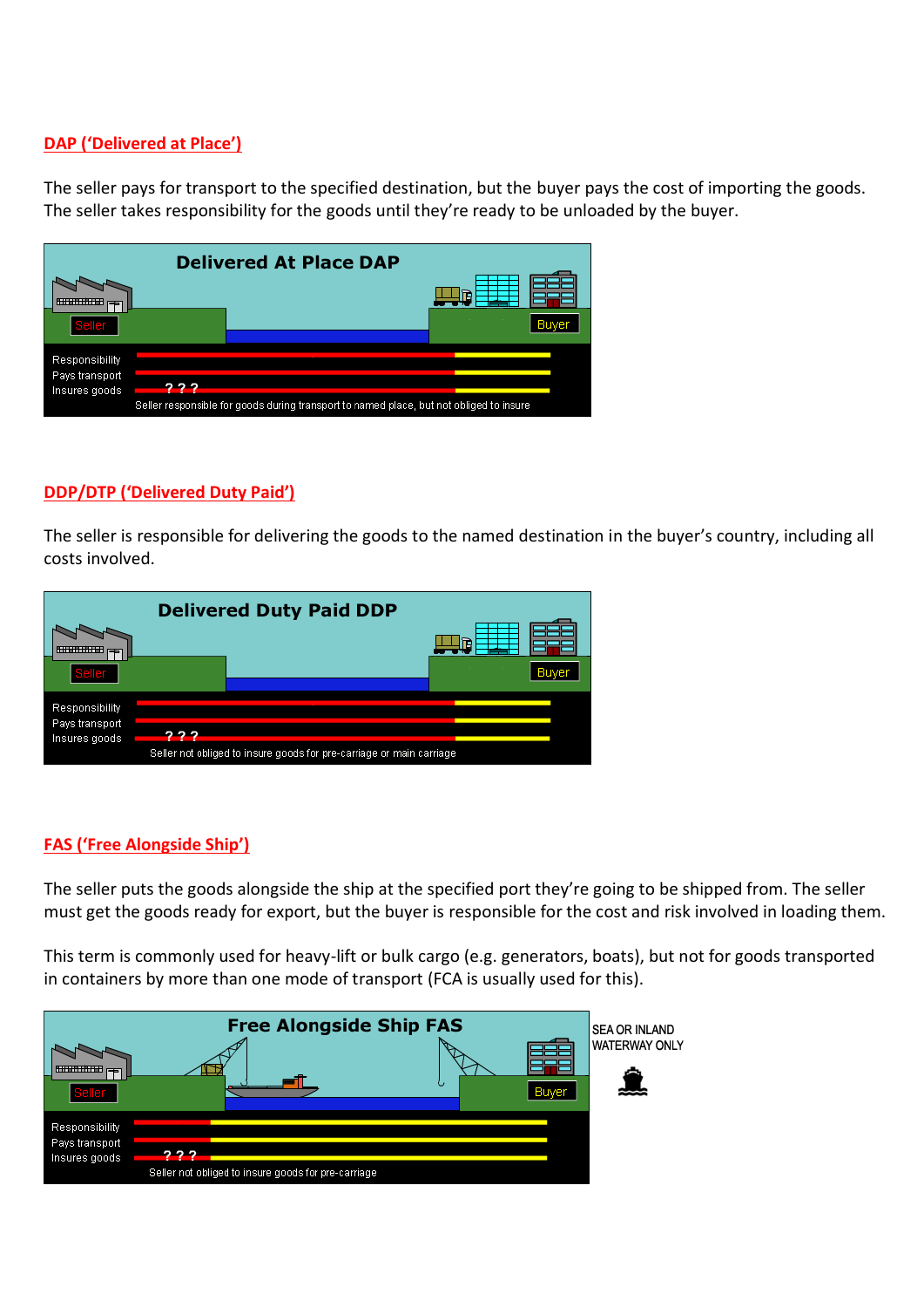## DAP ('Delivered at Place')

The seller pays for transport to the specified destination, but the buyer pays the cost of importing the goods. The seller takes responsibility for the goods until they're ready to be unloaded by the buyer.

**Delivered At Place DAP**

Seller — Buyer

Responsibility
Pays transport
Insures goods ? ? ?

Seller responsible for goods during transport to named place, but not obliged to insure

## DDP/DTP ('Delivered Duty Paid')

The seller is responsible for delivering the goods to the named destination in the buyer's country, including all costs involved.

**Delivered Duty Paid DDP**

Seller — Buyer

Responsibility
Pays transport
Insures goods ? ? ?

Seller not obliged to insure goods for pre-carriage or main carriage

## FAS ('Free Alongside Ship')

The seller puts the goods alongside the ship at the specified port they're going to be shipped from. The seller must get the goods ready for export, but the buyer is responsible for the cost and risk involved in loading them.

This term is commonly used for heavy-lift or bulk cargo (e.g. generators, boats), but not for goods transported in containers by more than one mode of transport (FCA is usually used for this).

**Free Alongside Ship FAS**

Seller — Buyer

SEA OR INLAND WATERWAY ONLY

Responsibility
Pays transport
Insures goods ? ? ?

Seller not obliged to insure goods for pre-carriage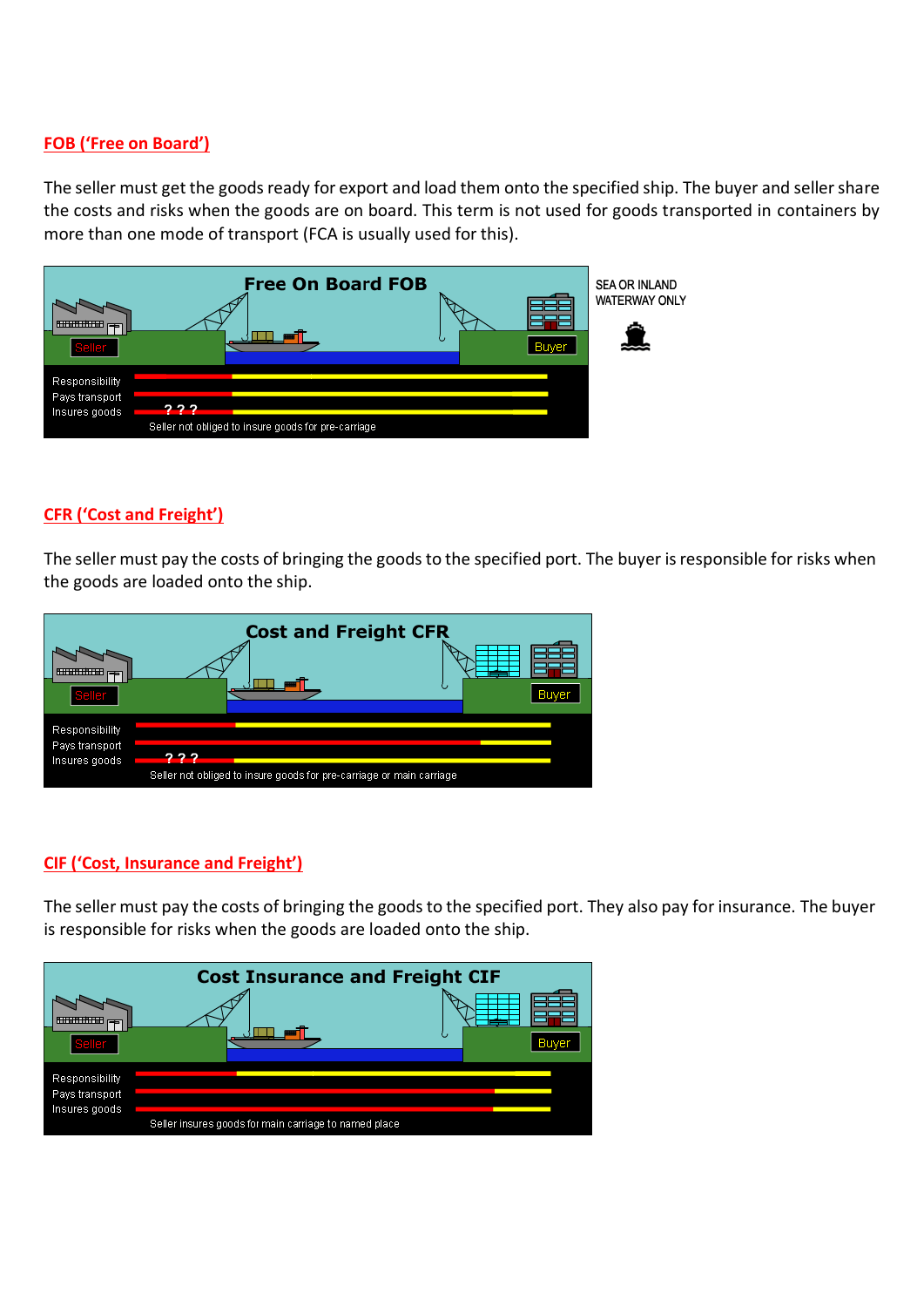## FOB ('Free on Board')

The seller must get the goods ready for export and load them onto the specified ship. The buyer and seller share the costs and risks when the goods are on board. This term is not used for goods transported in containers by more than one mode of transport (FCA is usually used for this).

Free On Board FOB

Seller

Buyer

Responsibility

Pays transport

Insures goods

? ? ?

Seller not obliged to insure goods for pre-carriage

SEA OR INLAND WATERWAY ONLY

## CFR ('Cost and Freight')

The seller must pay the costs of bringing the goods to the specified port. The buyer is responsible for risks when the goods are loaded onto the ship.

Cost and Freight CFR

Seller

Buyer

Responsibility

Pays transport

Insures goods

? ? ?

Seller not obliged to insure goods for pre-carriage or main carriage

## CIF ('Cost, Insurance and Freight')

The seller must pay the costs of bringing the goods to the specified port. They also pay for insurance. The buyer is responsible for risks when the goods are loaded onto the ship.

Cost Insurance and Freight CIF

Seller

Buyer

Responsibility

Pays transport

Insures goods

Seller insures goods for main carriage to named place